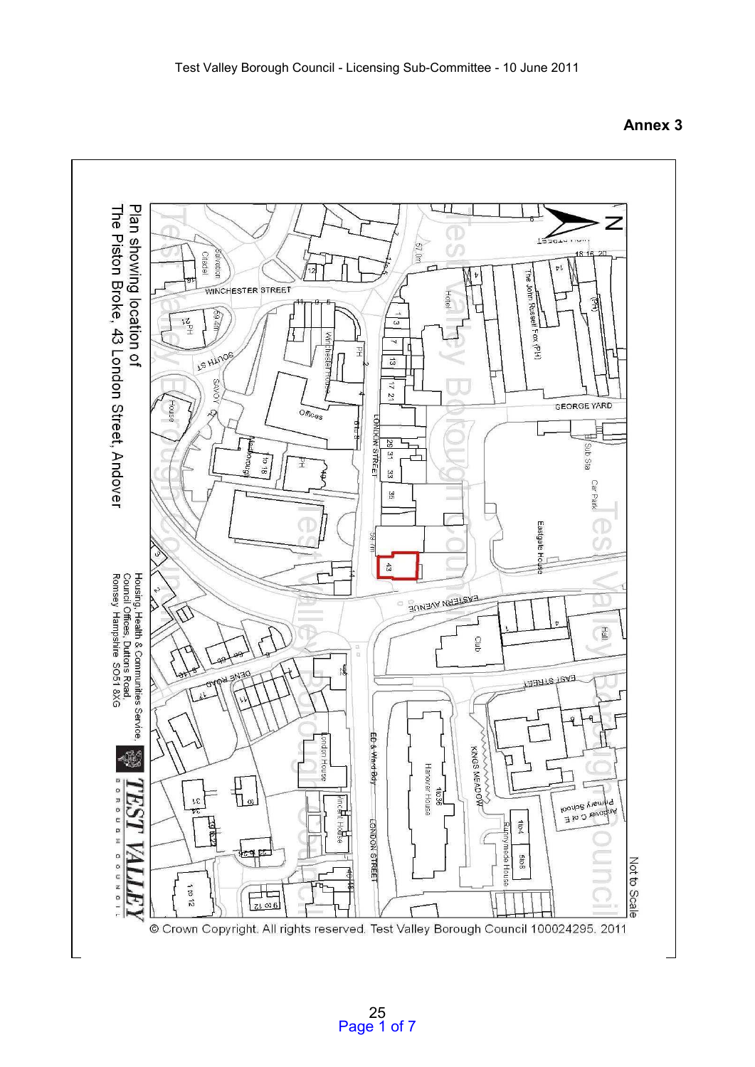**Annex 3**

Plan showing location of
The Piston Broke, 43 London Street, Andover

Housing, Health & Communities Service,
Council Offices, Duttons Road,
Romsey, Hampshire SO51 8XG

Not to Scale

© Crown Copyright. All rights reserved. Test Valley Borough Council 100024295. 2011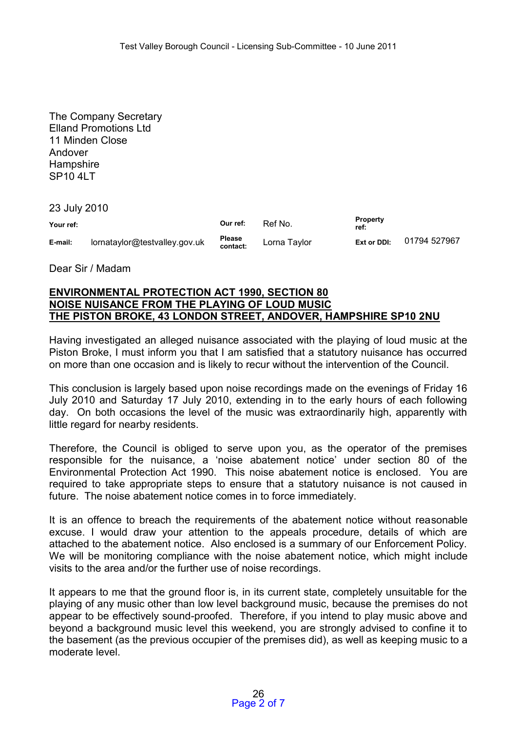The Company Secretary
Elland Promotions Ltd
11 Minden Close
Andover
Hampshire
SP10 4LT

23 July 2010

| | | | | | |
|---|---|---|---|---|---|
| **Your ref:** | | **Our ref:** | Ref No. | **Property ref:** | |
| **E-mail:** | lornataylor@testvalley.gov.uk | **Please contact:** | Lorna Taylor | **Ext or DDI:** | 01794 527967 |

Dear Sir / Madam

**ENVIRONMENTAL PROTECTION ACT 1990, SECTION 80**
**NOISE NUISANCE FROM THE PLAYING OF LOUD MUSIC**
**THE PISTON BROKE, 43 LONDON STREET, ANDOVER, HAMPSHIRE SP10 2NU**

Having investigated an alleged nuisance associated with the playing of loud music at the Piston Broke, I must inform you that I am satisfied that a statutory nuisance has occurred on more than one occasion and is likely to recur without the intervention of the Council.

This conclusion is largely based upon noise recordings made on the evenings of Friday 16 July 2010 and Saturday 17 July 2010, extending in to the early hours of each following day. On both occasions the level of the music was extraordinarily high, apparently with little regard for nearby residents.

Therefore, the Council is obliged to serve upon you, as the operator of the premises responsible for the nuisance, a 'noise abatement notice' under section 80 of the Environmental Protection Act 1990. This noise abatement notice is enclosed. You are required to take appropriate steps to ensure that a statutory nuisance is not caused in future. The noise abatement notice comes in to force immediately.

It is an offence to breach the requirements of the abatement notice without reasonable excuse. I would draw your attention to the appeals procedure, details of which are attached to the abatement notice. Also enclosed is a summary of our Enforcement Policy. We will be monitoring compliance with the noise abatement notice, which might include visits to the area and/or the further use of noise recordings.

It appears to me that the ground floor is, in its current state, completely unsuitable for the playing of any music other than low level background music, because the premises do not appear to be effectively sound-proofed. Therefore, if you intend to play music above and beyond a background music level this weekend, you are strongly advised to confine it to the basement (as the previous occupier of the premises did), as well as keeping music to a moderate level.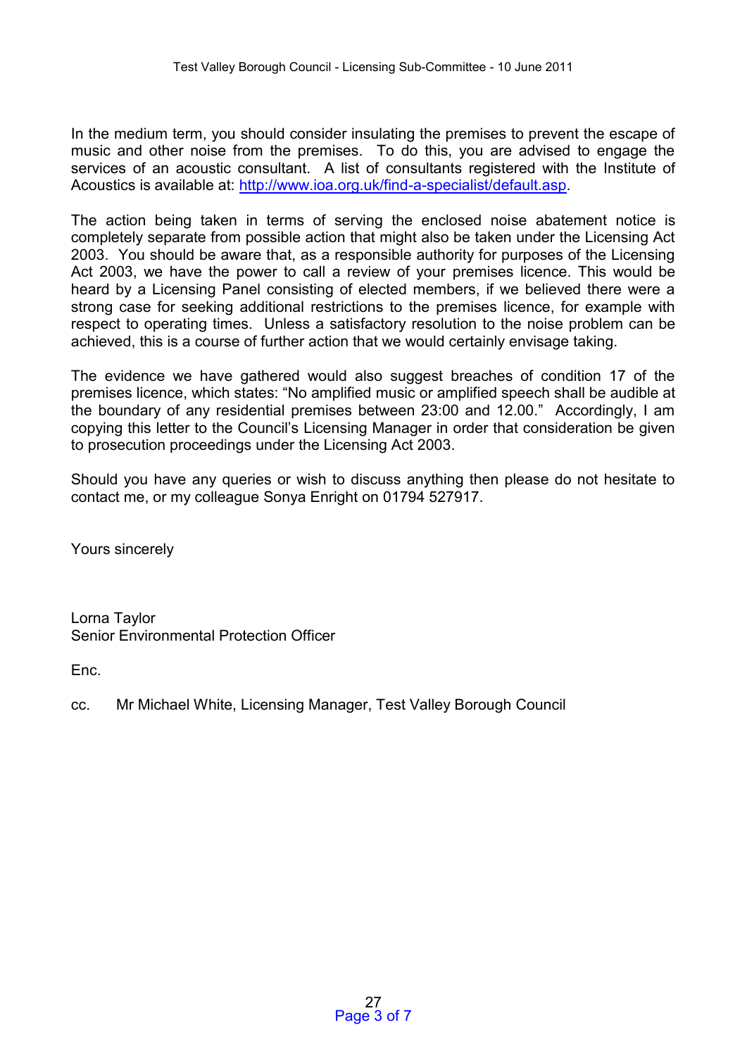In the medium term, you should consider insulating the premises to prevent the escape of music and other noise from the premises. To do this, you are advised to engage the services of an acoustic consultant. A list of consultants registered with the Institute of Acoustics is available at: http://www.ioa.org.uk/find-a-specialist/default.asp.

The action being taken in terms of serving the enclosed noise abatement notice is completely separate from possible action that might also be taken under the Licensing Act 2003. You should be aware that, as a responsible authority for purposes of the Licensing Act 2003, we have the power to call a review of your premises licence. This would be heard by a Licensing Panel consisting of elected members, if we believed there were a strong case for seeking additional restrictions to the premises licence, for example with respect to operating times. Unless a satisfactory resolution to the noise problem can be achieved, this is a course of further action that we would certainly envisage taking.

The evidence we have gathered would also suggest breaches of condition 17 of the premises licence, which states: "No amplified music or amplified speech shall be audible at the boundary of any residential premises between 23:00 and 12.00." Accordingly, I am copying this letter to the Council's Licensing Manager in order that consideration be given to prosecution proceedings under the Licensing Act 2003.

Should you have any queries or wish to discuss anything then please do not hesitate to contact me, or my colleague Sonya Enright on 01794 527917.

Yours sincerely

Lorna Taylor
Senior Environmental Protection Officer

Enc.

cc. Mr Michael White, Licensing Manager, Test Valley Borough Council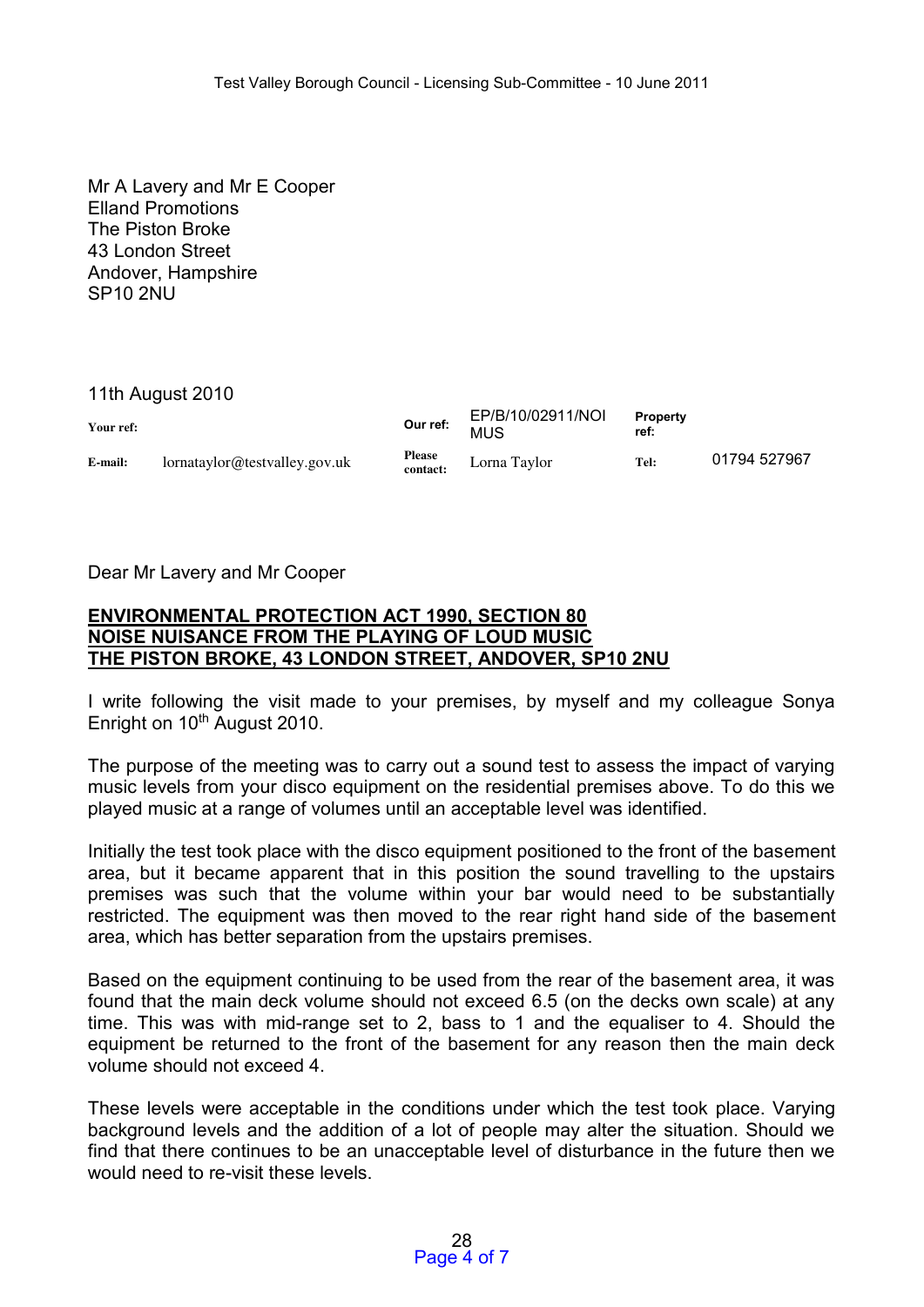Mr A Lavery and Mr E Cooper
Elland Promotions
The Piston Broke
43 London Street
Andover, Hampshire
SP10 2NU

11th August 2010

| Your ref: | | Our ref: | EP/B/10/02911/NOI MUS | Property ref: | |
|---|---|---|---|---|---|
| E-mail: | lornataylor@testvalley.gov.uk | Please contact: | Lorna Taylor | Tel: | 01794 527967 |

Dear Mr Lavery and Mr Cooper

**ENVIRONMENTAL PROTECTION ACT 1990, SECTION 80**
**NOISE NUISANCE FROM THE PLAYING OF LOUD MUSIC**
**THE PISTON BROKE, 43 LONDON STREET, ANDOVER, SP10 2NU**

I write following the visit made to your premises, by myself and my colleague Sonya Enright on 10th August 2010.

The purpose of the meeting was to carry out a sound test to assess the impact of varying music levels from your disco equipment on the residential premises above. To do this we played music at a range of volumes until an acceptable level was identified.

Initially the test took place with the disco equipment positioned to the front of the basement area, but it became apparent that in this position the sound travelling to the upstairs premises was such that the volume within your bar would need to be substantially restricted. The equipment was then moved to the rear right hand side of the basement area, which has better separation from the upstairs premises.

Based on the equipment continuing to be used from the rear of the basement area, it was found that the main deck volume should not exceed 6.5 (on the decks own scale) at any time. This was with mid-range set to 2, bass to 1 and the equaliser to 4. Should the equipment be returned to the front of the basement for any reason then the main deck volume should not exceed 4.

These levels were acceptable in the conditions under which the test took place. Varying background levels and the addition of a lot of people may alter the situation. Should we find that there continues to be an unacceptable level of disturbance in the future then we would need to re-visit these levels.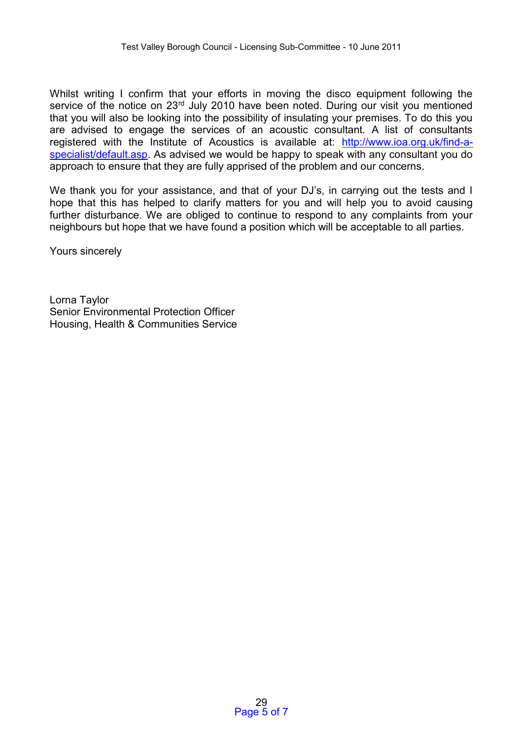Whilst writing I confirm that your efforts in moving the disco equipment following the service of the notice on 23rd July 2010 have been noted. During our visit you mentioned that you will also be looking into the possibility of insulating your premises. To do this you are advised to engage the services of an acoustic consultant. A list of consultants registered with the Institute of Acoustics is available at: [http://www.ioa.org.uk/find-a-specialist/default.asp](http://www.ioa.org.uk/find-a-specialist/default.asp). As advised we would be happy to speak with any consultant you do approach to ensure that they are fully apprised of the problem and our concerns.

We thank you for your assistance, and that of your DJ's, in carrying out the tests and I hope that this has helped to clarify matters for you and will help you to avoid causing further disturbance. We are obliged to continue to respond to any complaints from your neighbours but hope that we have found a position which will be acceptable to all parties.

Yours sincerely

Lorna Taylor
Senior Environmental Protection Officer
Housing, Health & Communities Service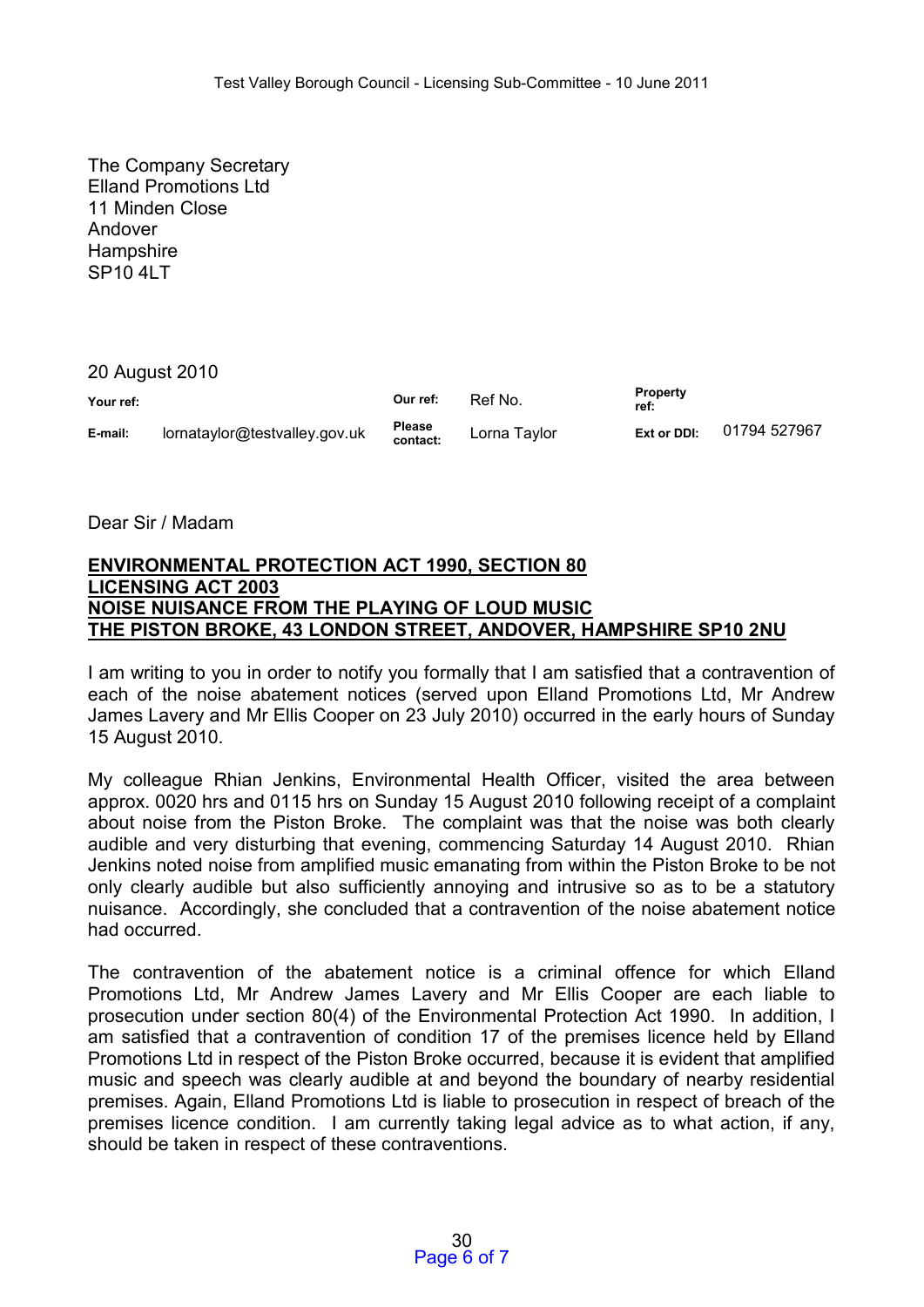The Company Secretary
Elland Promotions Ltd
11 Minden Close
Andover
Hampshire
SP10 4LT

20 August 2010

| Your ref: | | Our ref: | Ref No. | Property ref: | |
|---|---|---|---|---|---|
| E-mail: | lornataylor@testvalley.gov.uk | Please contact: | Lorna Taylor | Ext or DDI: | 01794 527967 |

Dear Sir / Madam

**ENVIRONMENTAL PROTECTION ACT 1990, SECTION 80**
**LICENSING ACT 2003**
**NOISE NUISANCE FROM THE PLAYING OF LOUD MUSIC**
**THE PISTON BROKE, 43 LONDON STREET, ANDOVER, HAMPSHIRE SP10 2NU**

I am writing to you in order to notify you formally that I am satisfied that a contravention of each of the noise abatement notices (served upon Elland Promotions Ltd, Mr Andrew James Lavery and Mr Ellis Cooper on 23 July 2010) occurred in the early hours of Sunday 15 August 2010.

My colleague Rhian Jenkins, Environmental Health Officer, visited the area between approx. 0020 hrs and 0115 hrs on Sunday 15 August 2010 following receipt of a complaint about noise from the Piston Broke. The complaint was that the noise was both clearly audible and very disturbing that evening, commencing Saturday 14 August 2010. Rhian Jenkins noted noise from amplified music emanating from within the Piston Broke to be not only clearly audible but also sufficiently annoying and intrusive so as to be a statutory nuisance. Accordingly, she concluded that a contravention of the noise abatement notice had occurred.

The contravention of the abatement notice is a criminal offence for which Elland Promotions Ltd, Mr Andrew James Lavery and Mr Ellis Cooper are each liable to prosecution under section 80(4) of the Environmental Protection Act 1990. In addition, I am satisfied that a contravention of condition 17 of the premises licence held by Elland Promotions Ltd in respect of the Piston Broke occurred, because it is evident that amplified music and speech was clearly audible at and beyond the boundary of nearby residential premises. Again, Elland Promotions Ltd is liable to prosecution in respect of breach of the premises licence condition. I am currently taking legal advice as to what action, if any, should be taken in respect of these contraventions.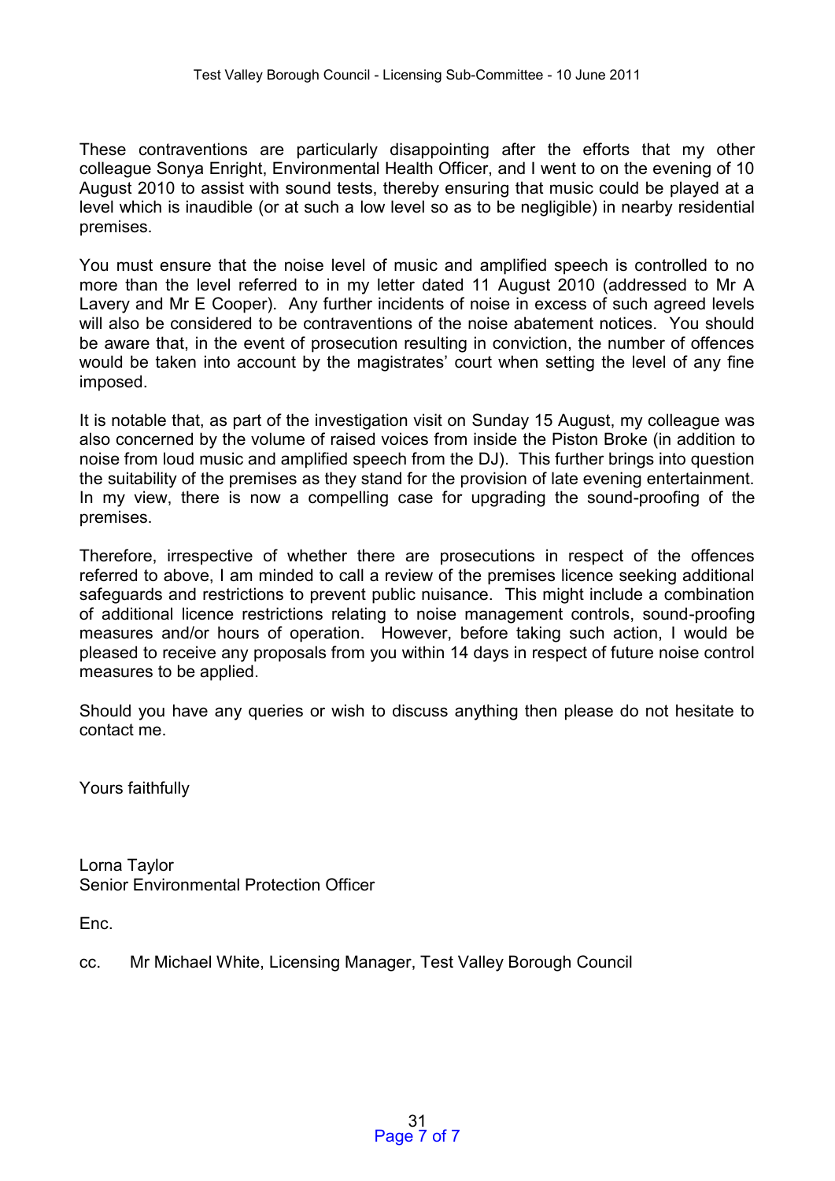These contraventions are particularly disappointing after the efforts that my other colleague Sonya Enright, Environmental Health Officer, and I went to on the evening of 10 August 2010 to assist with sound tests, thereby ensuring that music could be played at a level which is inaudible (or at such a low level so as to be negligible) in nearby residential premises.

You must ensure that the noise level of music and amplified speech is controlled to no more than the level referred to in my letter dated 11 August 2010 (addressed to Mr A Lavery and Mr E Cooper). Any further incidents of noise in excess of such agreed levels will also be considered to be contraventions of the noise abatement notices. You should be aware that, in the event of prosecution resulting in conviction, the number of offences would be taken into account by the magistrates' court when setting the level of any fine imposed.

It is notable that, as part of the investigation visit on Sunday 15 August, my colleague was also concerned by the volume of raised voices from inside the Piston Broke (in addition to noise from loud music and amplified speech from the DJ). This further brings into question the suitability of the premises as they stand for the provision of late evening entertainment. In my view, there is now a compelling case for upgrading the sound-proofing of the premises.

Therefore, irrespective of whether there are prosecutions in respect of the offences referred to above, I am minded to call a review of the premises licence seeking additional safeguards and restrictions to prevent public nuisance. This might include a combination of additional licence restrictions relating to noise management controls, sound-proofing measures and/or hours of operation. However, before taking such action, I would be pleased to receive any proposals from you within 14 days in respect of future noise control measures to be applied.

Should you have any queries or wish to discuss anything then please do not hesitate to contact me.

Yours faithfully

Lorna Taylor
Senior Environmental Protection Officer

Enc.

cc. Mr Michael White, Licensing Manager, Test Valley Borough Council